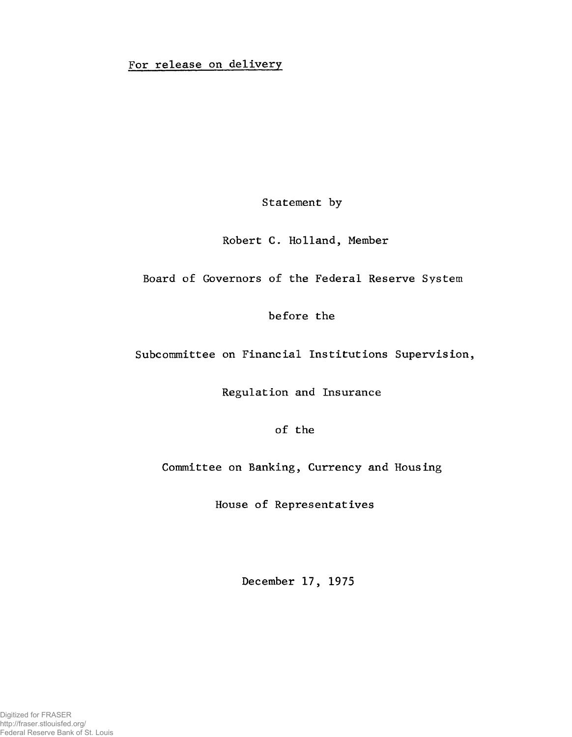For release on delivery

Statement by

Robert C. Holland, Member

Board of Governors of the Federal Reserve System

before the

Subcommittee on Financial Institutions Supervision,

Regulation and Insurance

of the

Committee on Banking, Currency and Housing

House of Representatives

December 17, 1975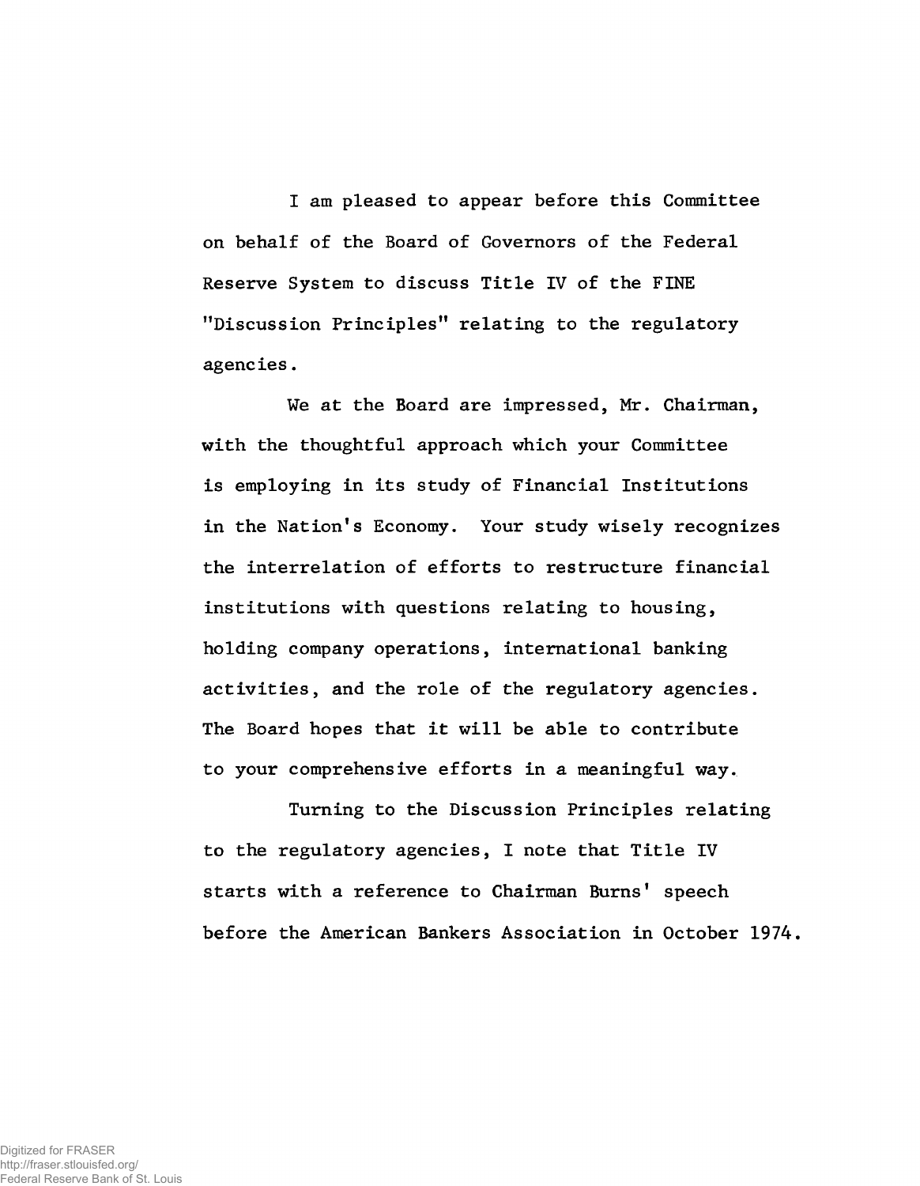I am pleased to appear before this Committee on behalf of the Board of Governors of the Federal Reserve System to discuss Title IV of the FINE "Discussion Principles" relating to the regulatory agencies.

We at the Board are impressed, Mr. Chairman, with the thoughtful approach which your Committee is employing in its study of Financial Institutions in the Nation's Economy. Your study wisely recognizes the interrelation of efforts to restructure financial institutions with questions relating to housing, holding company operations, international banking activities, and the role of the regulatory agencies. The Board hopes that it will be able to contribute to your comprehensive efforts in a meaningful way.

Turning to the Discussion Principles relating to the regulatory agencies, I note that Title IV starts with a reference to Chairman Burns' speech before the American Bankers Association in October 1974.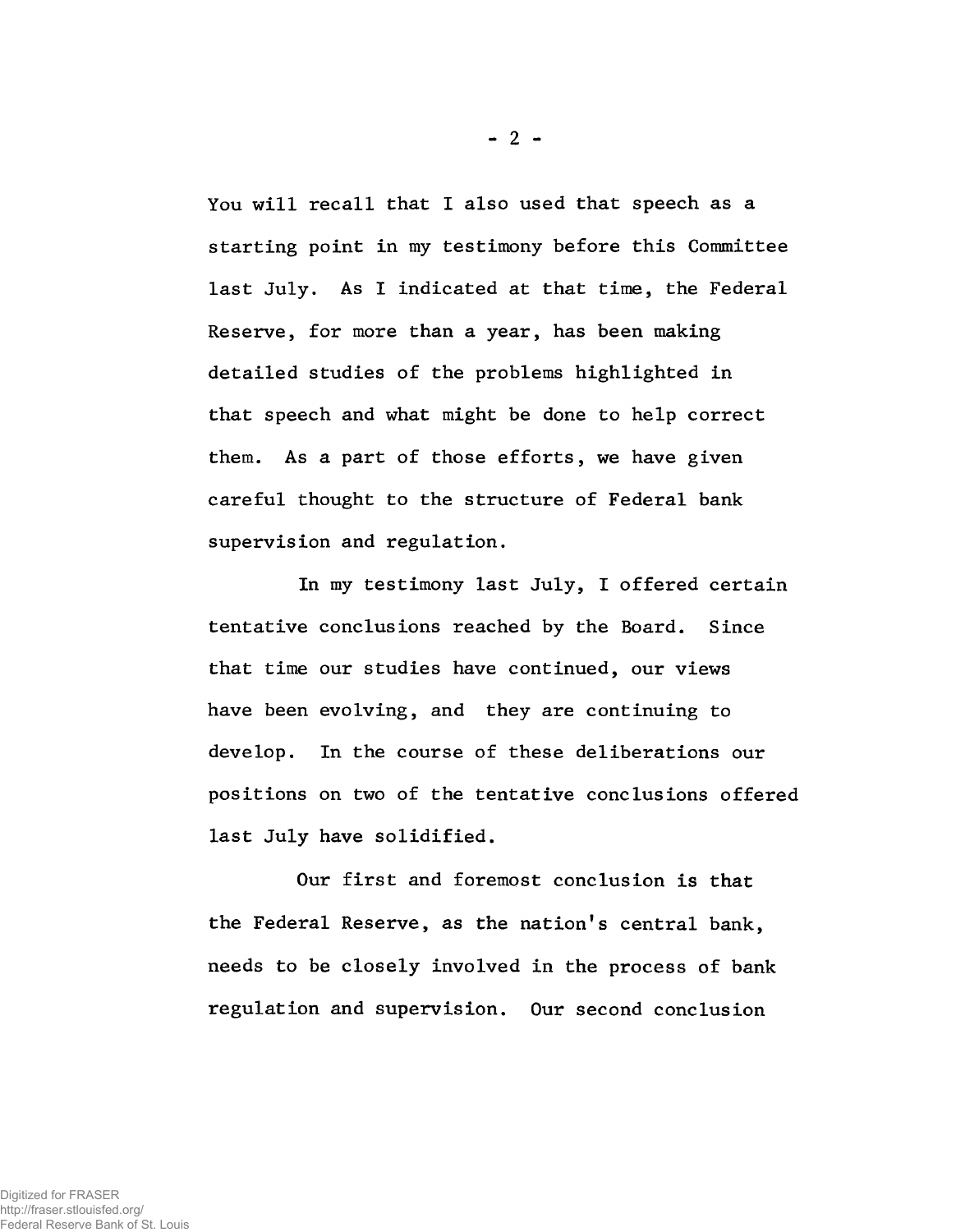You will recall that I also used that speech as a starting point in my testimony before this Committee last July. As I indicated at that time, the Federal Reserve, for more than a year, has been making detailed studies of the problems highlighted in that speech and what might be done to help correct them. As a part of those efforts, we have given careful thought to the structure of Federal bank supervision and regulation.

In my testimony last July, I offered certain tentative conclusions reached by the Board. Since that time our studies have continued, our views have been evolving, and they are continuing to develop. In the course of these deliberations our positions on two of the tentative conclusions offered last July have solidified.

Our first and foremost conclusion is that the Federal Reserve, as the nation's central bank, needs to be closely involved in the process of bank regulation and supervision. Our second conclusion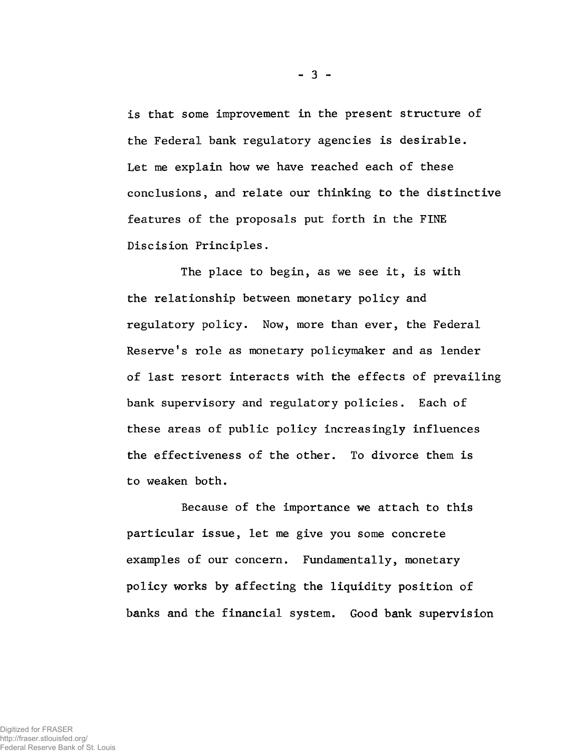is that some improvement in the present structure of the Federal bank regulatory agencies is desirable. Let me explain how we have reached each of these conclusions, and relate our thinking to the distinctive features of the proposals put forth in the FINE Discicion Principles.

The place to begin, as we see it, is with the relationship between monetary policy and regulatory policy. Now, more than ever, the Federal Reserve's role as monetary policymaker and as lender of last resort interacts with the effects of prevailing bank supervisory and regulatory policies. Each of these areas of public policy increasingly influences the effectiveness of the other. To divorce them is to weaken both.

Because of the importance we attach to this particular issue, let me give you some concrete examples of our concern. Fundamentally, monetary policy works by affecting the liquidity position of banks and the financial system. Good bank supervision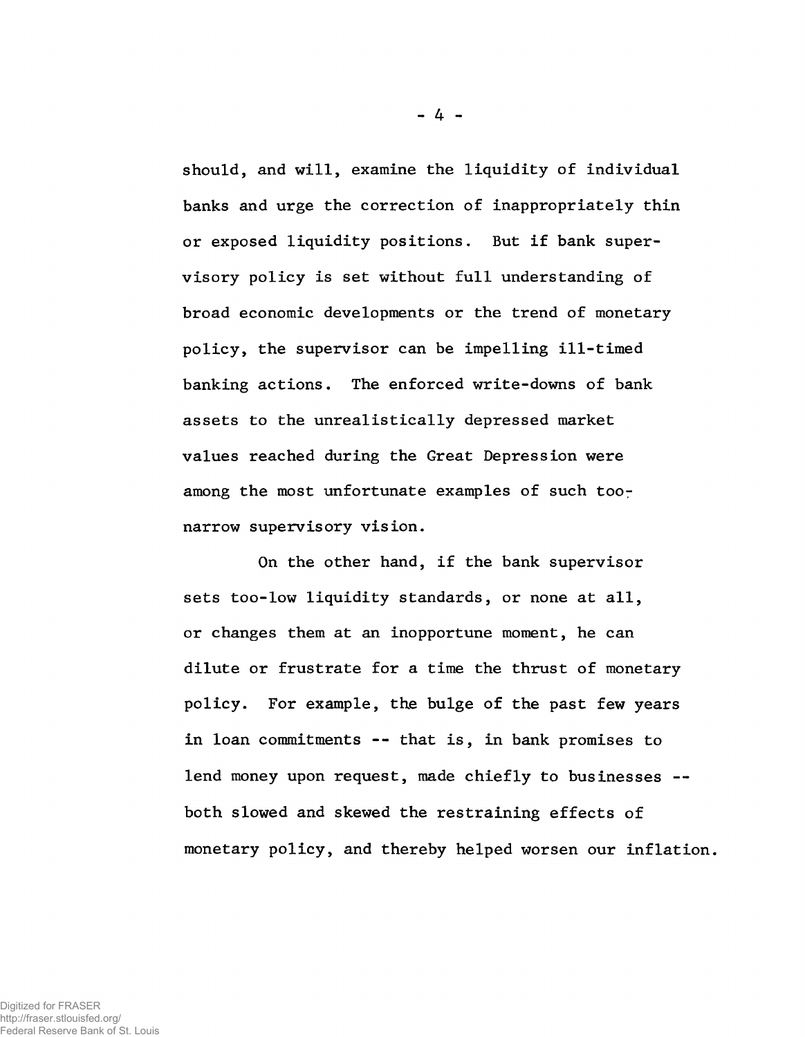should, and will, examine the liquidity of individual banks and urge the correction of inappropriately thin or exposed liquidity positions. But if bank supervisory policy is set without full understanding of broad economic developments or the trend of monetary policy, the supervisor can be impelling ill-timed banking actions. The enforced write-downs of bank assets to the unrealistically depressed market values reached during the Great Depression were among the most unfortunate examples of such too-narrow supervisory vision.

On the other hand, if the bank supervisor sets too-low liquidity standards, or none at all, or changes them at an inopportune moment, he can dilute or frustrate for a time the thrust of monetary policy. For example, the bulge of the past few years in loan commitments -- that is, in bank promises to lend money upon request, made chiefly to businesses -- both slowed and skewed the restraining effects of monetary policy, and thereby helped worsen our inflation.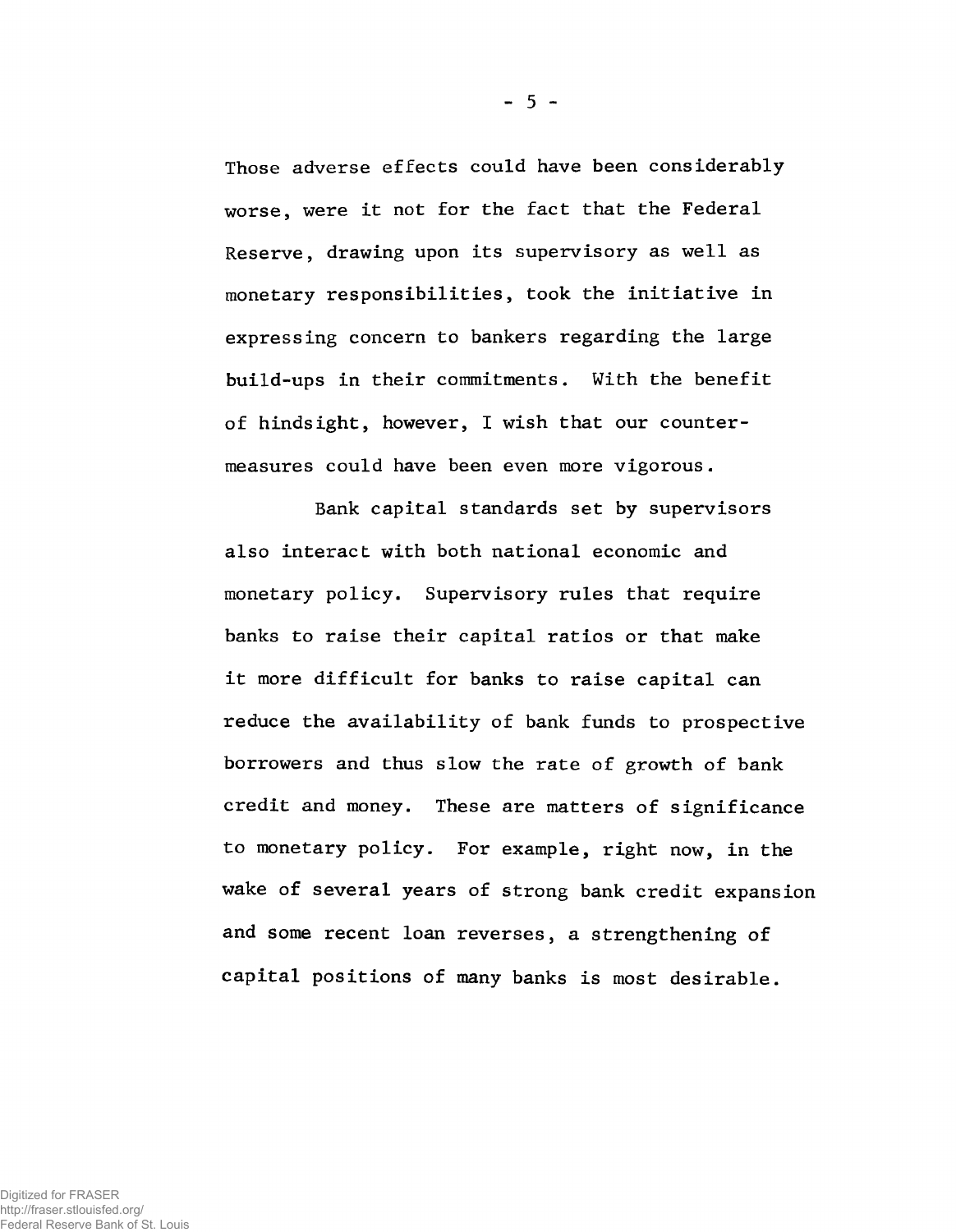Those adverse effects could have been considerably worse, were it not for the fact that the Federal Reserve, drawing upon its supervisory as well as monetary responsibilities, took the initiative in expressing concern to bankers regarding the large build-ups in their commitments. With the benefit of hindsight, however, I wish that our countermeasures could have been even more vigorous.

Bank capital standards set by supervisors also interact with both national economic and monetary policy. Supervisory rules that require banks to raise their capital ratios or that make it more difficult for banks to raise capital can reduce the availability of bank funds to prospective borrowers and thus slow the rate of growth of bank credit and money. These are matters of significance to monetary policy. For example, right now, in the wake of several years of strong bank credit expansion and some recent loan reverses, a strengthening of capital positions of many banks is most desirable.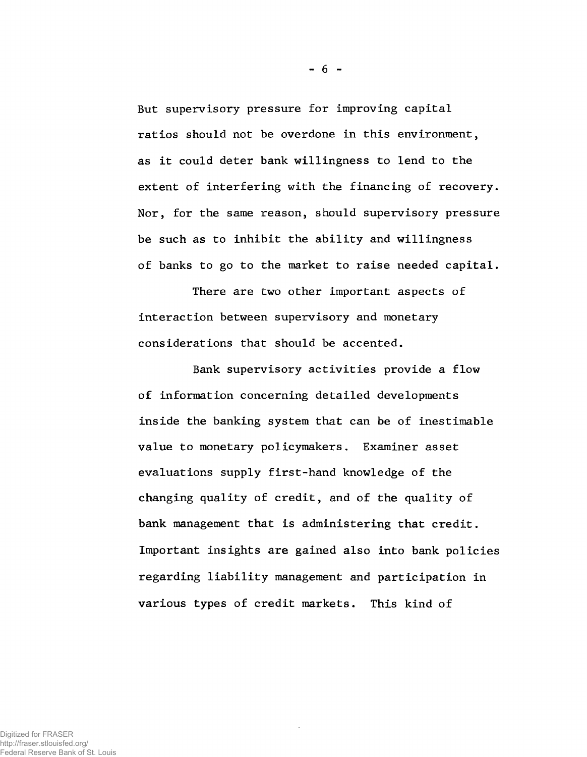But supervisory pressure for improving capital ratios should not be overdone in this environment, as it could deter bank willingness to lend to the extent of interfering with the financing of recovery. Nor, for the same reason, should supervisory pressure be such as to inhibit the ability and willingness of banks to go to the market to raise needed capital.

There are two other important aspects of interaction between supervisory and monetary considerations that should be accented.

Bank supervisory activities provide a flow of information concerning detailed developments inside the banking system that can be of inestimable value to monetary policymakers. Examiner asset evaluations supply first-hand knowledge of the changing quality of credit, and of the quality of bank management that is administering that credit. Important insights are gained also into bank policies regarding liability management and participation in various types of credit markets. This kind of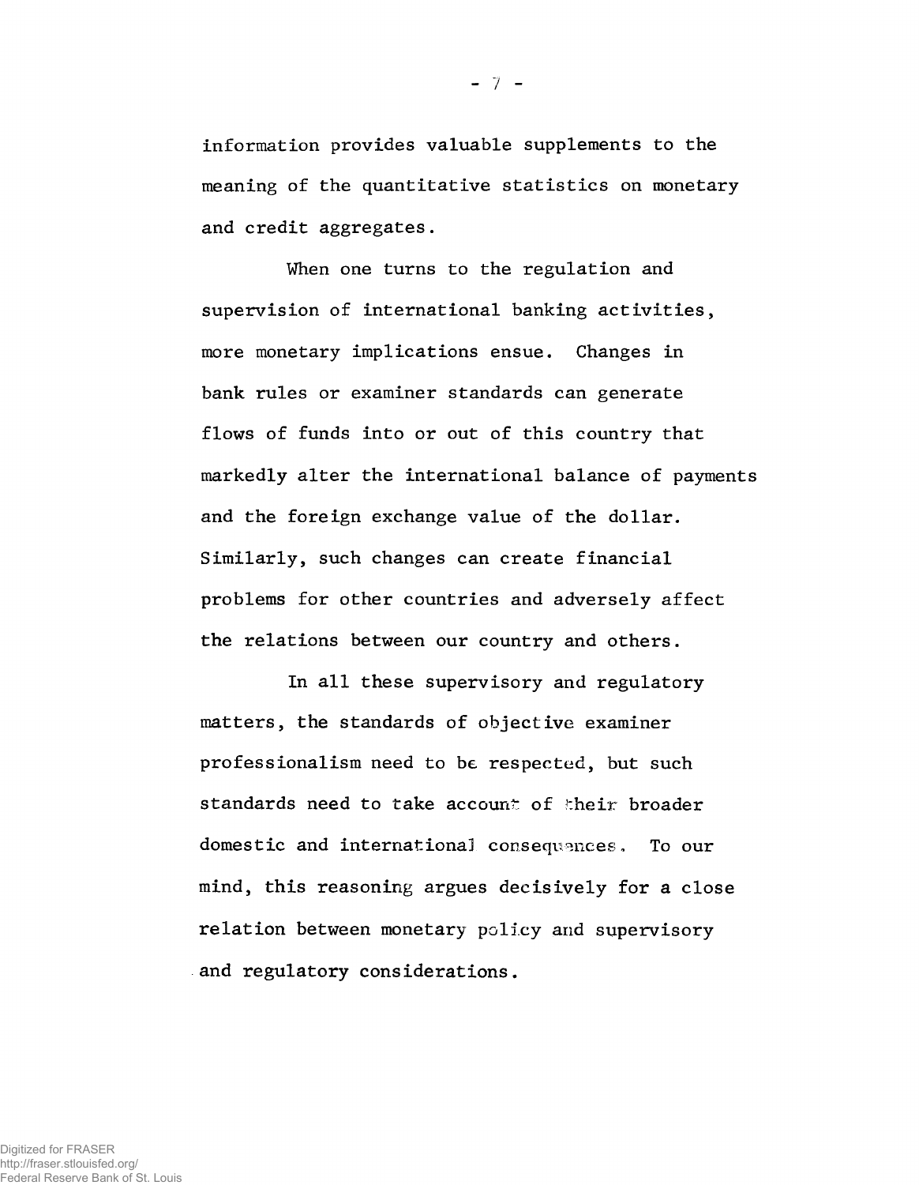information provides valuable supplements to the meaning of the quantitative statistics on monetary and credit aggregates.

When one turns to the regulation and supervision of international banking activities, more monetary implications ensue. Changes in bank rules or examiner standards can generate flows of funds into or out of this country that markedly alter the international balance of payments and the foreign exchange value of the dollar. Similarly, such changes can create financial problems for other countries and adversely affect the relations between our country and others.

In all these supervisory and regulatory matters, the standards of objective examiner professionalism need to be respected, but such standards need to take account of their broader domestic and international consequences. To our mind, this reasoning argues decisively for a close relation between monetary policy and supervisory and regulatory considerations.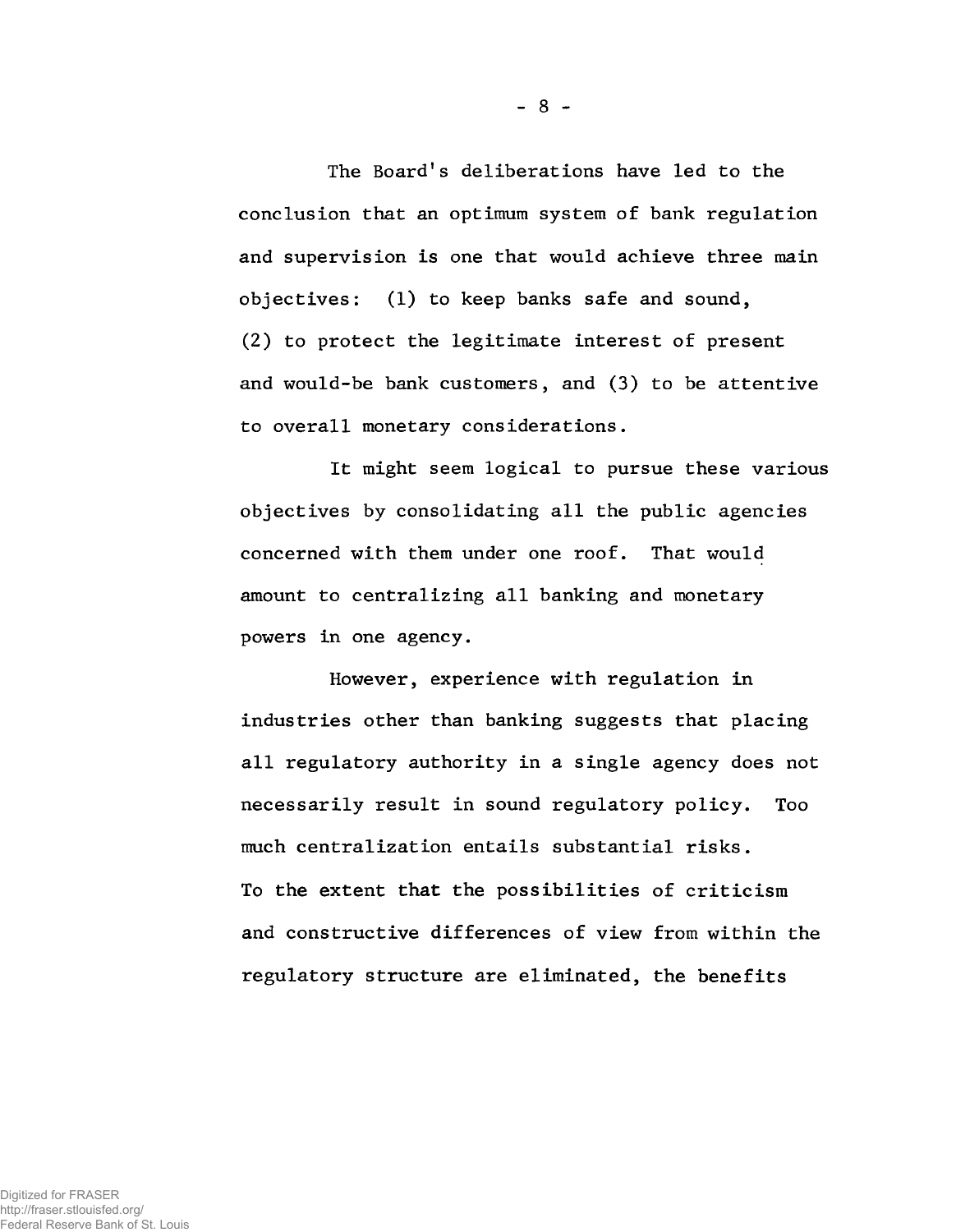The Board's deliberations have led to the conclusion that an optimum system of bank regulation and supervision is one that would achieve three main objectives: (1) to keep banks safe and sound, (2) to protect the legitimate interest of present and would-be bank customers, and (3) to be attentive to overall monetary considerations.

It might seem logical to pursue these various objectives by consolidating all the public agencies concerned with them under one roof. That would amount to centralizing all banking and monetary powers in one agency.

However, experience with regulation in industries other than banking suggests that placing all regulatory authority in a single agency does not necessarily result in sound regulatory policy. Too much centralization entails substantial risks. To the extent that the possibilities of criticism and constructive differences of view from within the regulatory structure are eliminated, the benefits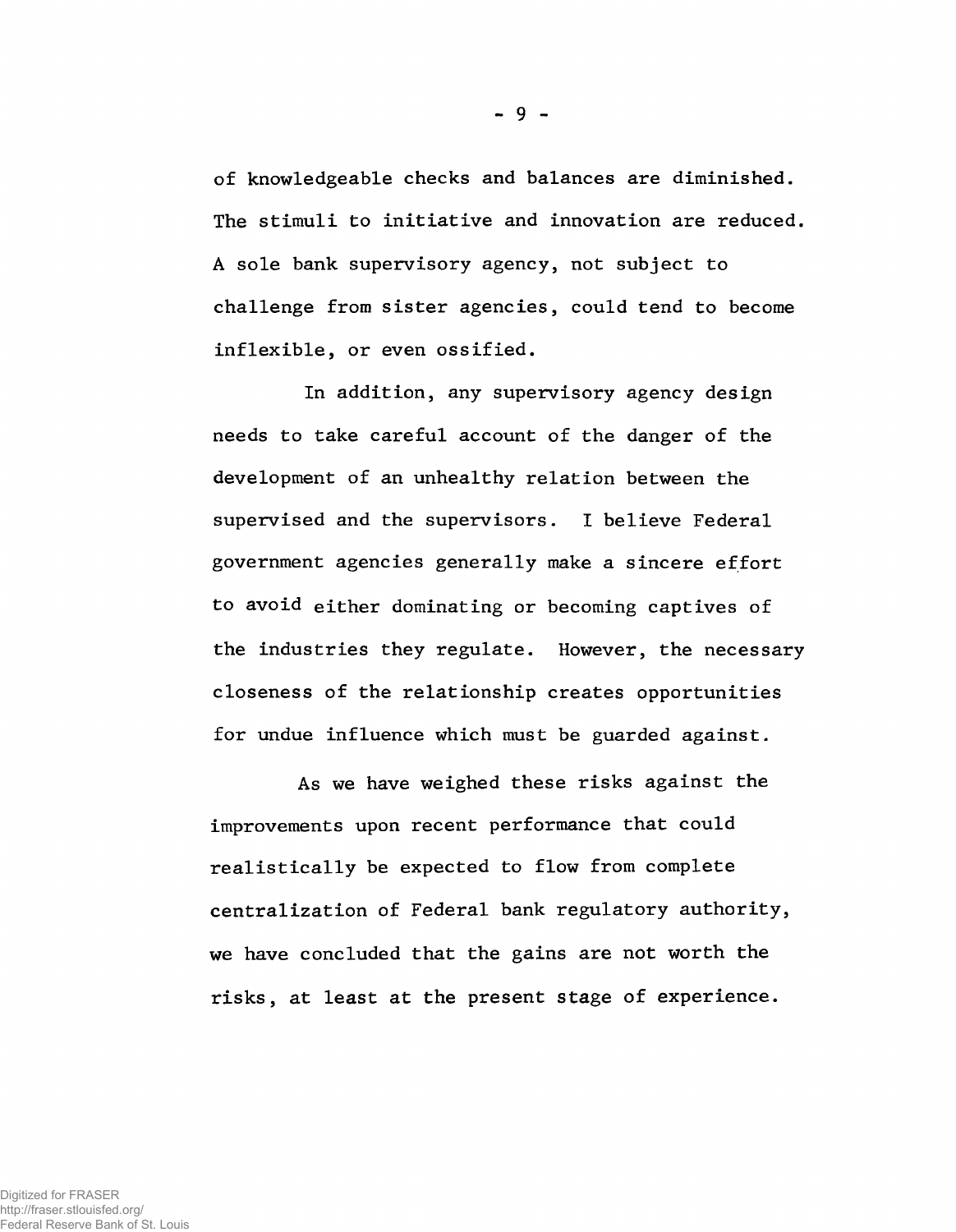of knowledgeable checks and balances are diminished. The stimuli to initiative and innovation are reduced. A sole bank supervisory agency, not subject to challenge from sister agencies, could tend to become inflexible, or even ossified.

In addition, any supervisory agency design needs to take careful account of the danger of the development of an unhealthy relation between the supervised and the supervisors. I believe Federal government agencies generally make a sincere effort to avoid either dominating or becoming captives of the industries they regulate. However, the necessary closeness of the relationship creates opportunities for undue influence which must be guarded against.

As we have weighed these risks against the improvements upon recent performance that could realistically be expected to flow from complete centralization of Federal bank regulatory authority, we have concluded that the gains are not worth the risks, at least at the present stage of experience.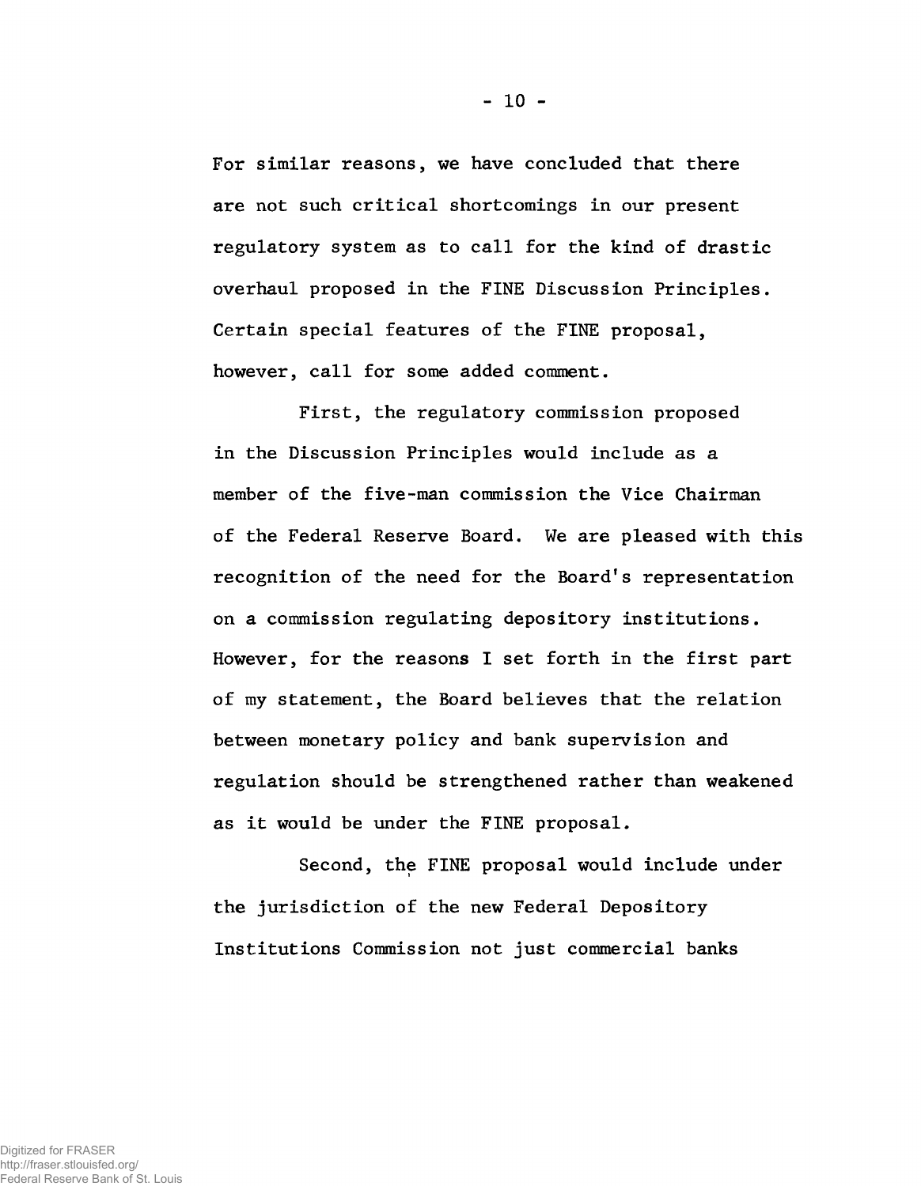For similar reasons, we have concluded that there are not such critical shortcomings in our present regulatory system as to call for the kind of drastic overhaul proposed in the FINE Discussion Principles. Certain special features of the FINE proposal, however, call for some added comment.

First, the regulatory commission proposed in the Discussion Principles would include as a member of the five-man commission the Vice Chairman of the Federal Reserve Board. We are pleased with this recognition of the need for the Board's representation on a commission regulating depository institutions. However, for the reasons I set forth in the first part of my statement, the Board believes that the relation between monetary policy and bank supervision and regulation should be strengthened rather than weakened as it would be under the FINE proposal.

Second, the FINE proposal would include under the jurisdiction of the new Federal Depository Institutions Commission not just commercial banks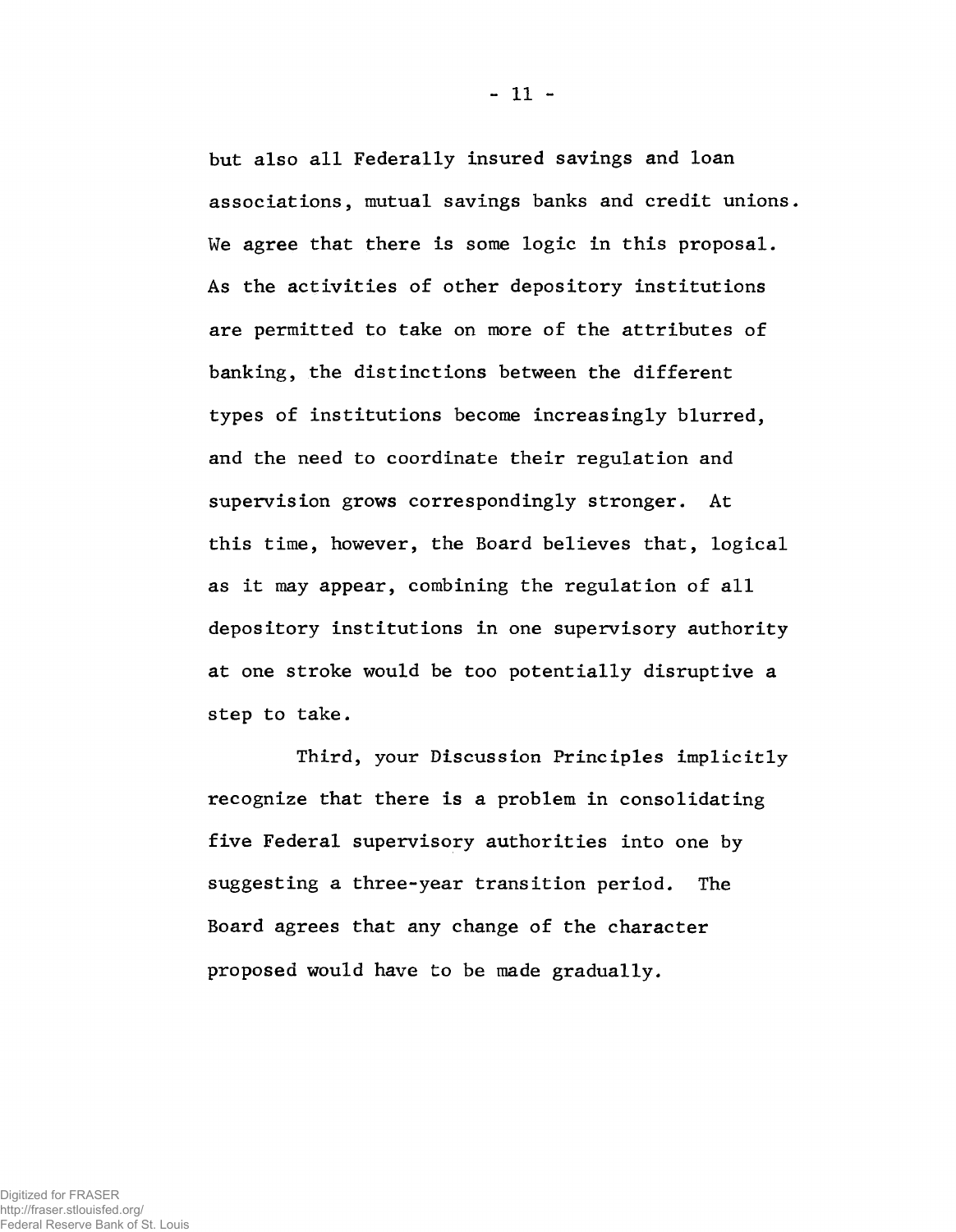but also all Federally insured savings and loan associations, mutual savings banks and credit unions. We agree that there is some logic in this proposal. As the activities of other depository institutions are permitted to take on more of the attributes of banking, the distinctions between the different types of institutions become increasingly blurred, and the need to coordinate their regulation and supervision grows correspondingly stronger. At this time, however, the Board believes that, logical as it may appear, combining the regulation of all depository institutions in one supervisory authority at one stroke would be too potentially disruptive a step to take.

Third, your Discussion Principles implicitly recognize that there is a problem in consolidating five Federal supervisory authorities into one by suggesting a three-year transition period. The Board agrees that any change of the character proposed would have to be made gradually.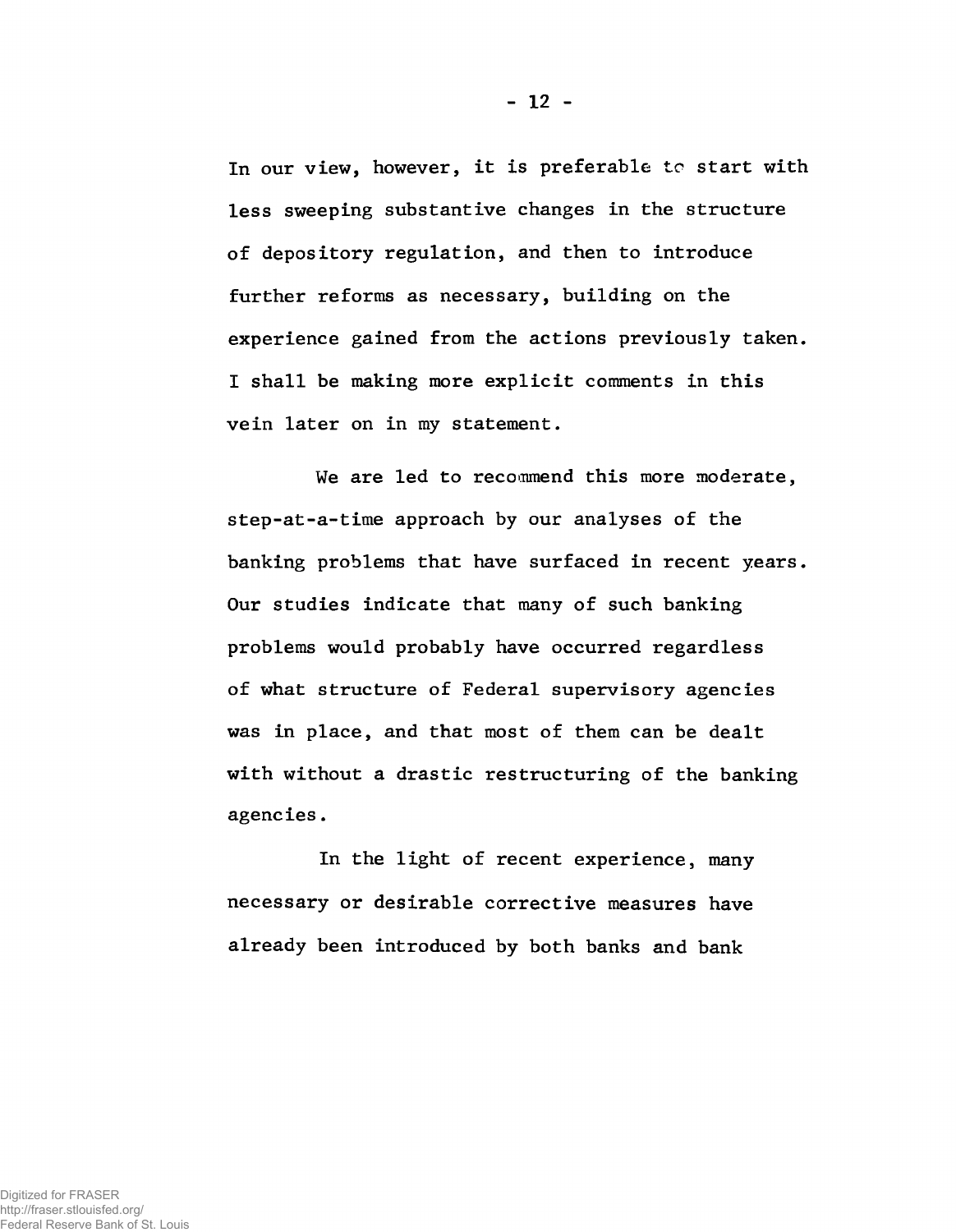In our view, however, it is preferable to start with less sweeping substantive changes in the structure of depository regulation, and then to introduce further reforms as necessary, building on the experience gained from the actions previously taken. I shall be making more explicit comments in this vein later on in my statement.

We are led to recommend this more moderate, step-at-a-time approach by our analyses of the banking problems that have surfaced in recent years. Our studies indicate that many of such banking problems would probably have occurred regardless of what structure of Federal supervisory agencies was in place, and that most of them can be dealt with without a drastic restructuring of the banking agencies.

In the light of recent experience, many necessary or desirable corrective measures have already been introduced by both banks and bank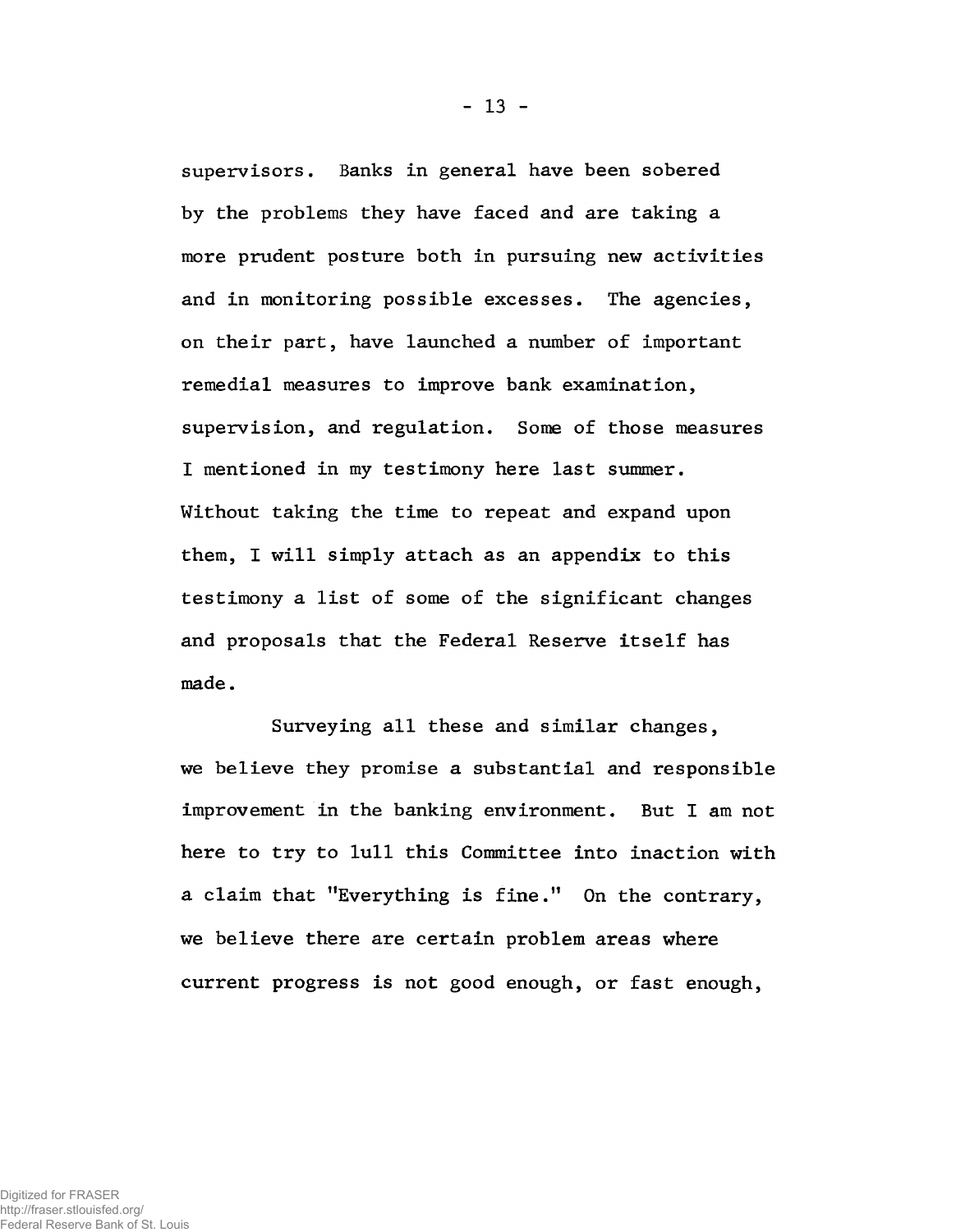supervisors. Banks in general have been sobered by the problems they have faced and are taking a more prudent posture both in pursuing new activities and in monitoring possible excesses. The agencies, on their part, have launched a number of important remedial measures to improve bank examination, supervision, and regulation. Some of those measures I mentioned in my testimony here last summer. Without taking the time to repeat and expand upon them, I will simply attach as an appendix to this testimony a list of some of the significant changes and proposals that the Federal Reserve itself has made.

Surveying all these and similar changes, we believe they promise a substantial and responsible improvement in the banking environment. But I am not here to try to lull this Committee into inaction with a claim that "Everything is fine." On the contrary, we believe there are certain problem areas where current progress is not good enough, or fast enough,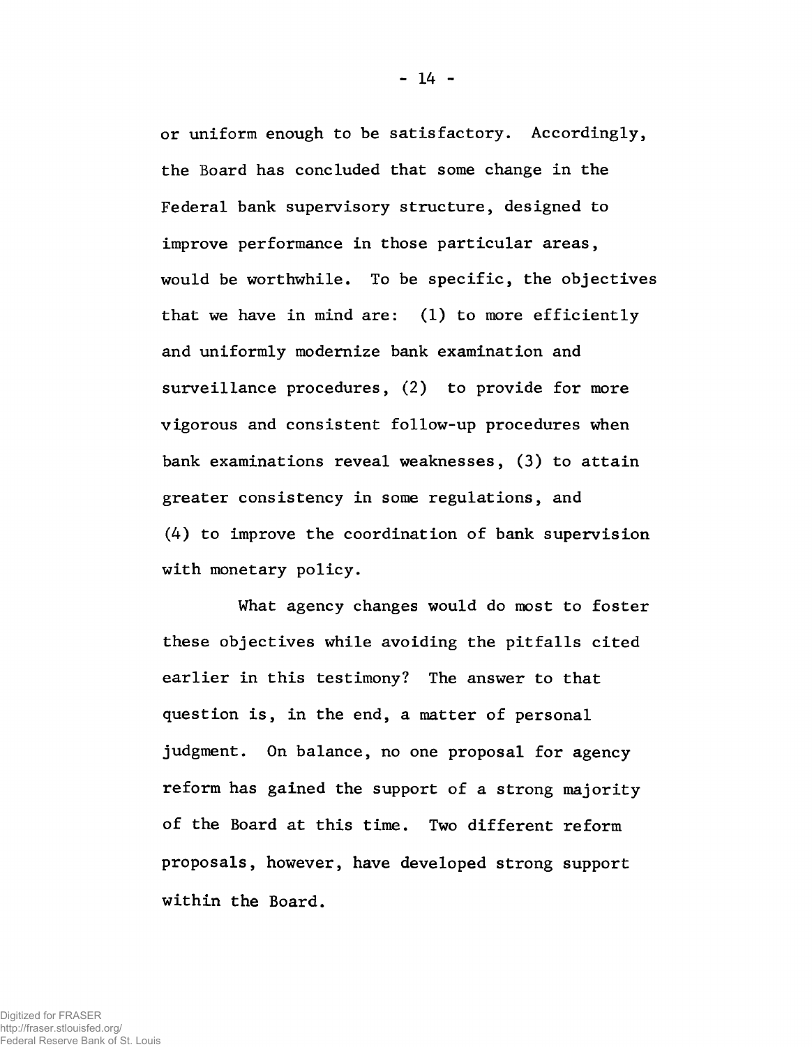or uniform enough to be satisfactory. Accordingly, the Board has concluded that some change in the Federal bank supervisory structure, designed to improve performance in those particular areas, would be worthwhile. To be specific, the objectives that we have in mind are: (1) to more efficiently and uniformly modernize bank examination and surveillance procedures, (2) to provide for more vigorous and consistent follow-up procedures when bank examinations reveal weaknesses, (3) to attain greater consistency in some regulations, and (4) to improve the coordination of bank supervision with monetary policy.

What agency changes would do most to foster these objectives while avoiding the pitfalls cited earlier in this testimony? The answer to that question is, in the end, a matter of personal judgment. On balance, no one proposal for agency reform has gained the support of a strong majority of the Board at this time. Two different reform proposals, however, have developed strong support within the Board.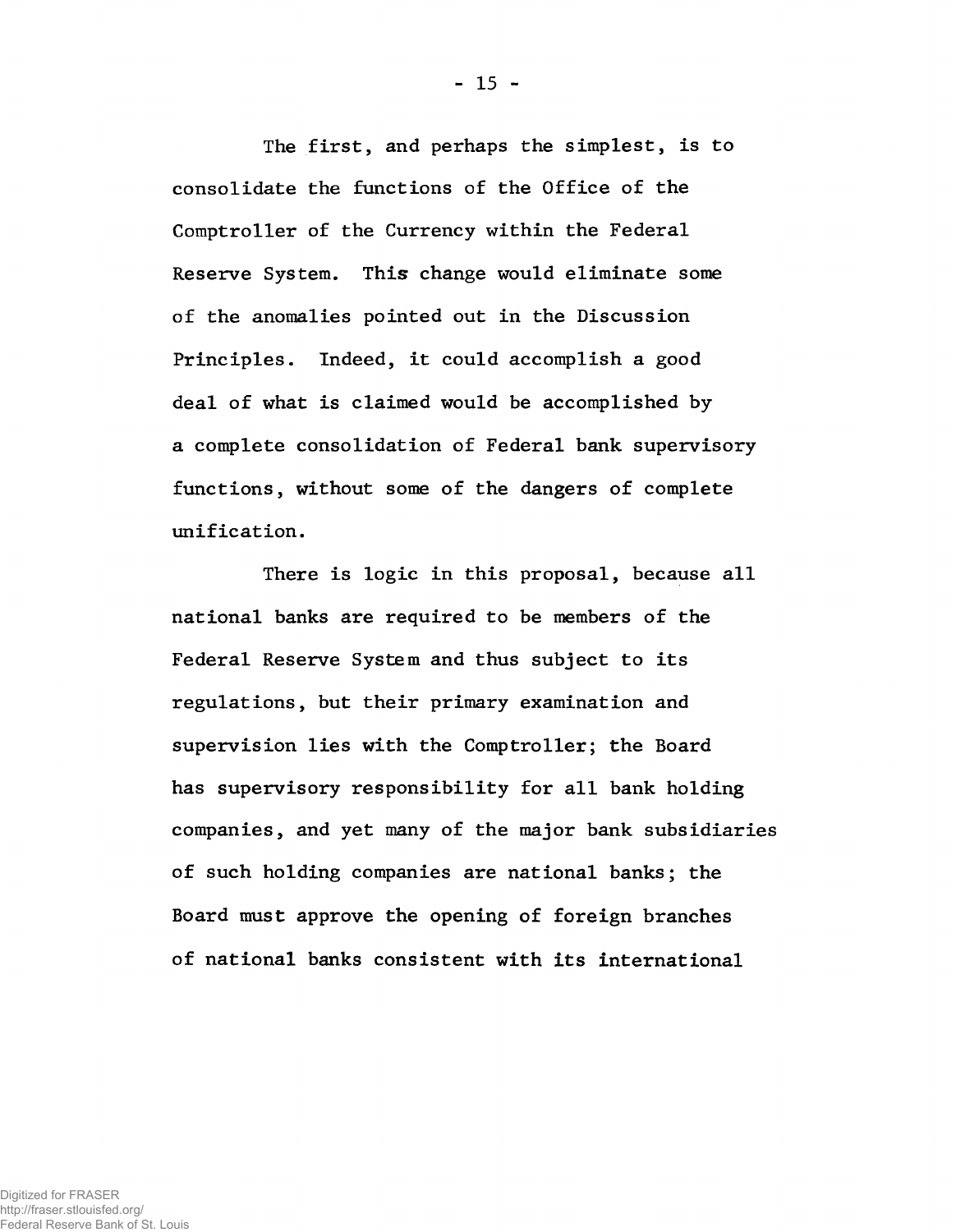The first, and perhaps the simplest, is to consolidate the functions of the Office of the Comptroller of the Currency within the Federal Reserve System. This change would eliminate some of the anomalies pointed out in the Discussion Principles. Indeed, it could accomplish a good deal of what is claimed would be accomplished by a complete consolidation of Federal bank supervisory functions, without some of the dangers of complete unification.

There is logic in this proposal, because all national banks are required to be members of the Federal Reserve System and thus subject to its regulations, but their primary examination and supervision lies with the Comptroller; the Board has supervisory responsibility for all bank holding companies, and yet many of the major bank subsidiaries of such holding companies are national banks; the Board must approve the opening of foreign branches of national banks consistent with its international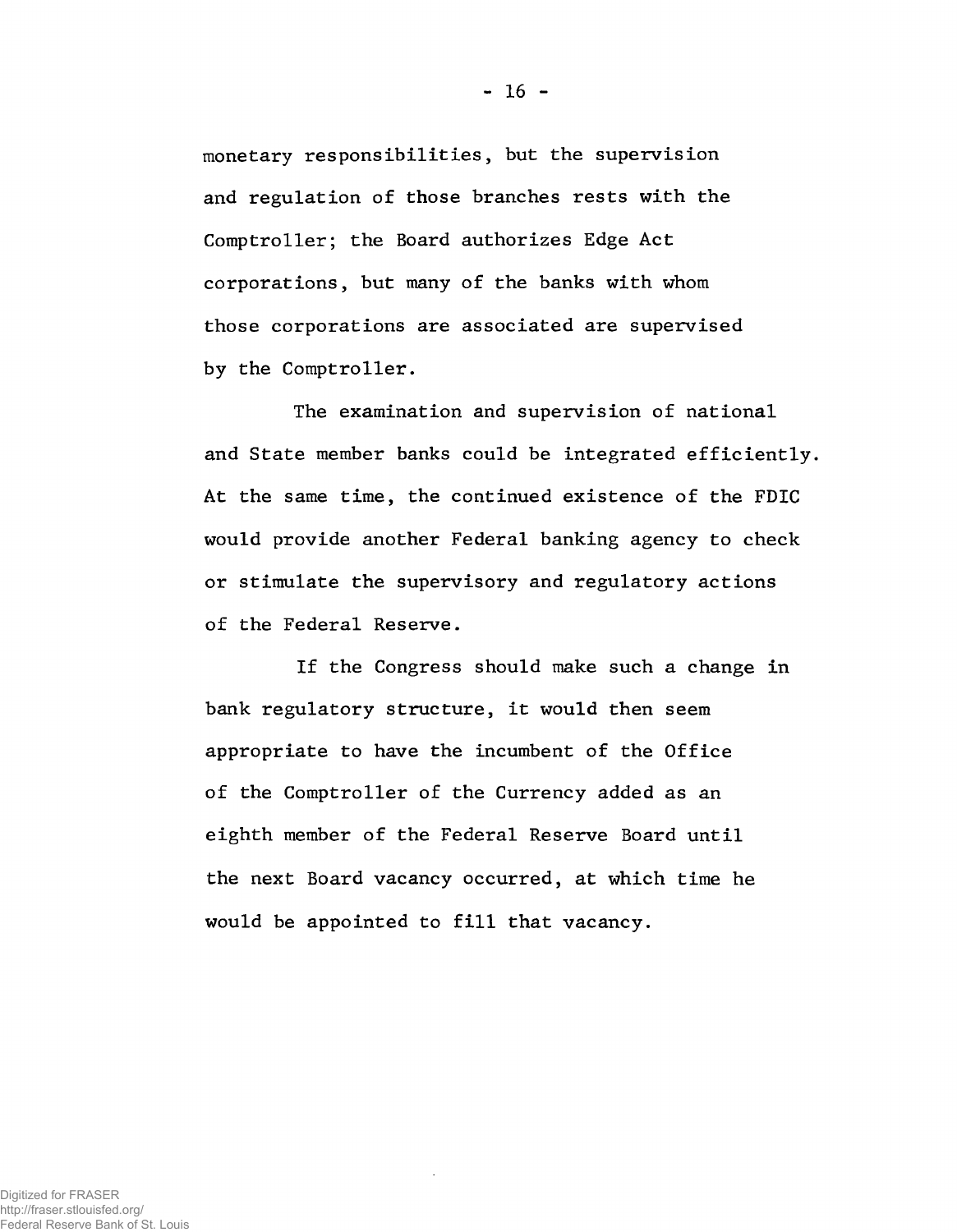monetary responsibilities, but the supervision and regulation of those branches rests with the Comptroller; the Board authorizes Edge Act corporations, but many of the banks with whom those corporations are associated are supervised by the Comptroller.

The examination and supervision of national and State member banks could be integrated efficiently. At the same time, the continued existence of the FDIC would provide another Federal banking agency to check or stimulate the supervisory and regulatory actions of the Federal Reserve.

If the Congress should make such a change in bank regulatory structure, it would then seem appropriate to have the incumbent of the Office of the Comptroller of the Currency added as an eighth member of the Federal Reserve Board until the next Board vacancy occurred, at which time he would be appointed to fill that vacancy.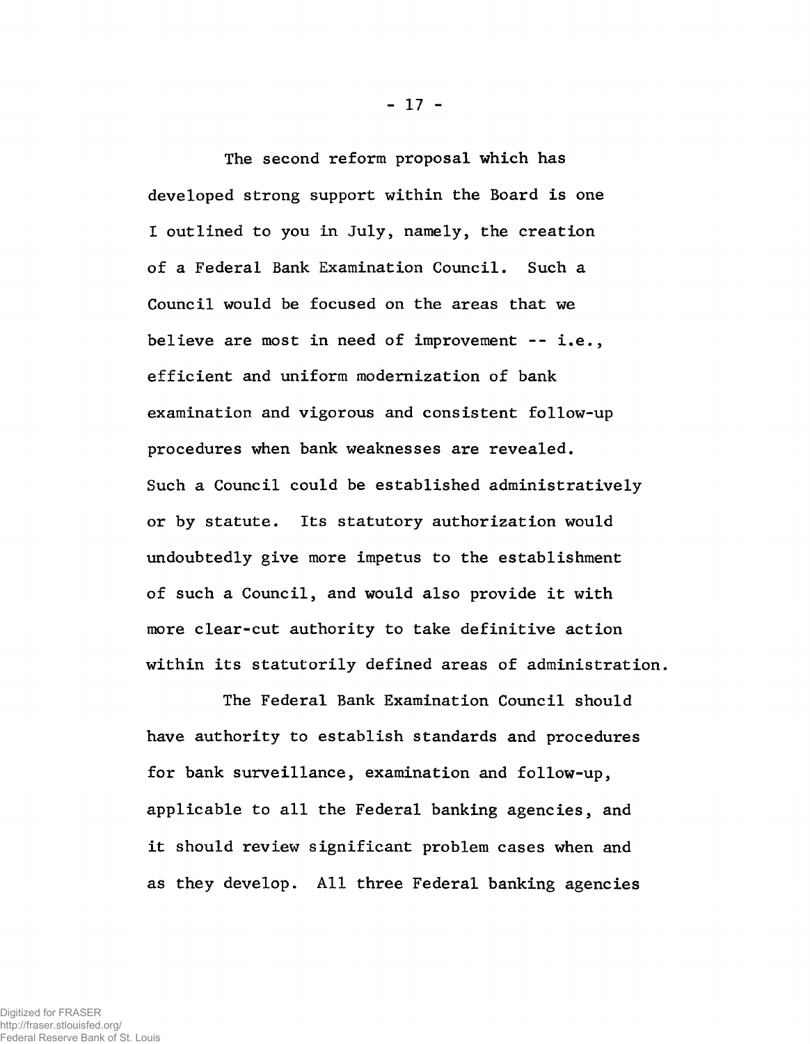The second reform proposal which has developed strong support within the Board is one I outlined to you in July, namely, the creation of a Federal Bank Examination Council. Such a Council would be focused on the areas that we believe are most in need of improvement -- i.e., efficient and uniform modernization of bank examination and vigorous and consistent follow-up procedures when bank weaknesses are revealed. Such a Council could be established administratively or by statute. Its statutory authorization would undoubtedly give more impetus to the establishment of such a Council, and would also provide it with more clear-cut authority to take definitive action within its statutorily defined areas of administration.

The Federal Bank Examination Council should have authority to establish standards and procedures for bank surveillance, examination and follow-up, applicable to all the Federal banking agencies, and it should review significant problem cases when and as they develop. All three Federal banking agencies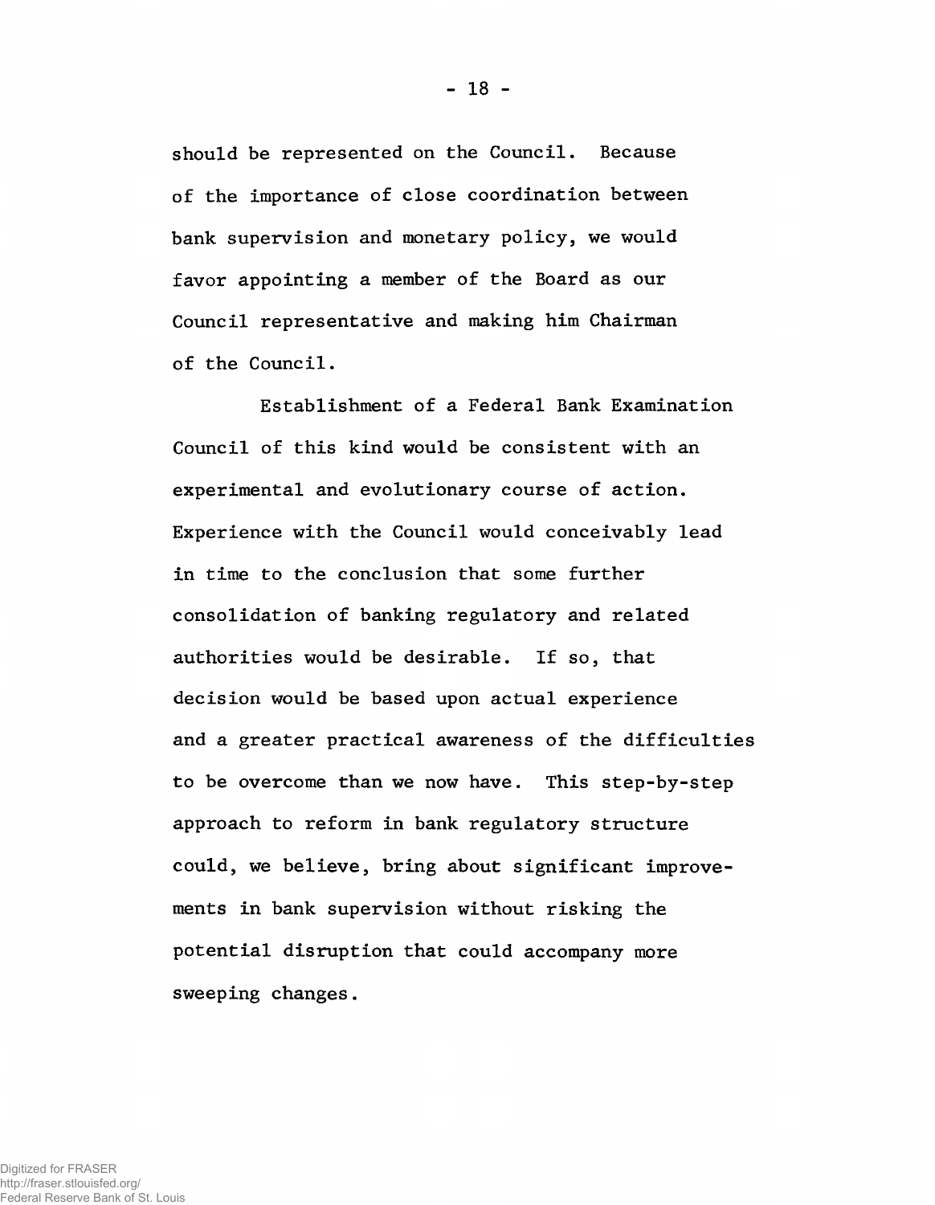should be represented on the Council. Because of the importance of close coordination between bank supervision and monetary policy, we would favor appointing a member of the Board as our Council representative and making him Chairman of the Council.

Establishment of a Federal Bank Examination Council of this kind would be consistent with an experimental and evolutionary course of action. Experience with the Council would conceivably lead in time to the conclusion that some further consolidation of banking regulatory and related authorities would be desirable. If so, that decision would be based upon actual experience and a greater practical awareness of the difficulties to be overcome than we now have. This step-by-step approach to reform in bank regulatory structure could, we believe, bring about significant improvements in bank supervision without risking the potential disruption that could accompany more sweeping changes.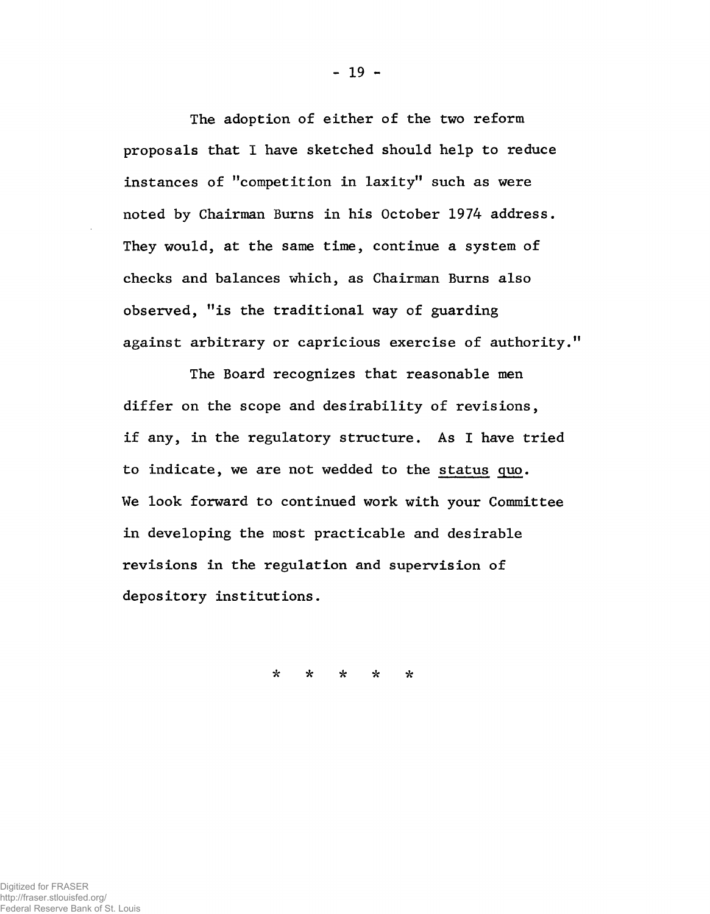The adoption of either of the two reform proposals that I have sketched should help to reduce instances of "competition in laxity" such as were noted by Chairman Burns in his October 1974 address. They would, at the same time, continue a system of checks and balances which, as Chairman Burns also observed, "is the traditional way of guarding against arbitrary or capricious exercise of authority."

The Board recognizes that reasonable men differ on the scope and desirability of revisions, if any, in the regulatory structure. As I have tried to indicate, we are not wedded to the status quo. We look forward to continued work with your Committee in developing the most practicable and desirable revisions in the regulation and supervision of depository institutions.

* * * * *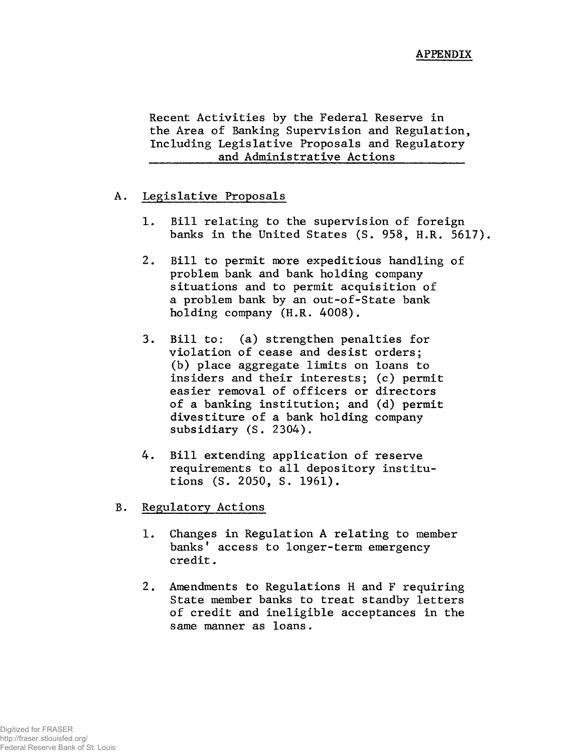APPENDIX

Recent Activities by the Federal Reserve in the Area of Banking Supervision and Regulation, Including Legislative Proposals and Regulatory and Administrative Actions

## A. Legislative Proposals

1. Bill relating to the supervision of foreign banks in the United States (S. 958, H.R. 5617).

2. Bill to permit more expeditious handling of problem bank and bank holding company situations and to permit acquisition of a problem bank by an out-of-State bank holding company (H.R. 4008).

3. Bill to: (a) strengthen penalties for violation of cease and desist orders; (b) place aggregate limits on loans to insiders and their interests; (c) permit easier removal of officers or directors of a banking institution; and (d) permit divestiture of a bank holding company subsidiary (S. 2304).

4. Bill extending application of reserve requirements to all depository institutions (S. 2050, S. 1961).

## B. Regulatory Actions

1. Changes in Regulation A relating to member banks' access to longer-term emergency credit.

2. Amendments to Regulations H and F requiring State member banks to treat standby letters of credit and ineligible acceptances in the same manner as loans.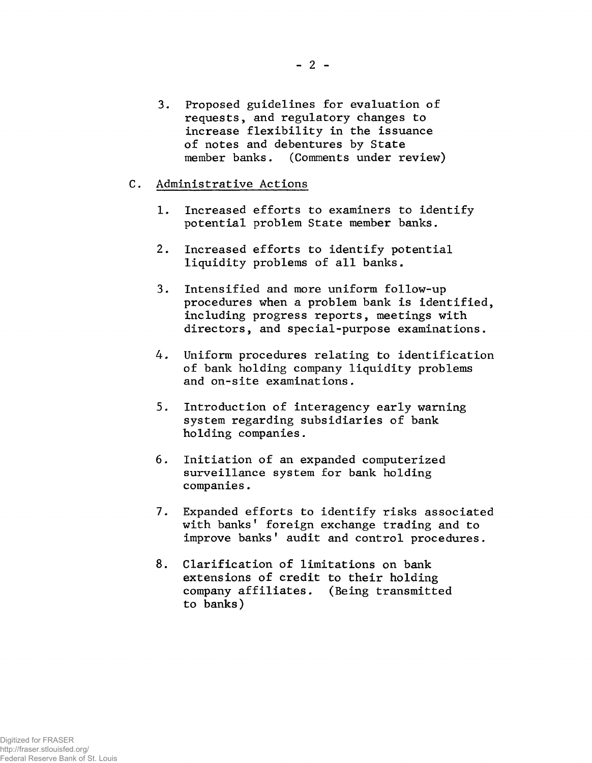3. Proposed guidelines for evaluation of requests, and regulatory changes to increase flexibility in the issuance of notes and debentures by State member banks. (Comments under review)

C. Administrative Actions

1. Increased efforts to examiners to identify potential problem State member banks.

2. Increased efforts to identify potential liquidity problems of all banks.

3. Intensified and more uniform follow-up procedures when a problem bank is identified, including progress reports, meetings with directors, and special-purpose examinations.

4. Uniform procedures relating to identification of bank holding company liquidity problems and on-site examinations.

5. Introduction of interagency early warning system regarding subsidiaries of bank holding companies.

6. Initiation of an expanded computerized surveillance system for bank holding companies.

7. Expanded efforts to identify risks associated with banks' foreign exchange trading and to improve banks' audit and control procedures.

8. Clarification of limitations on bank extensions of credit to their holding company affiliates. (Being transmitted to banks)